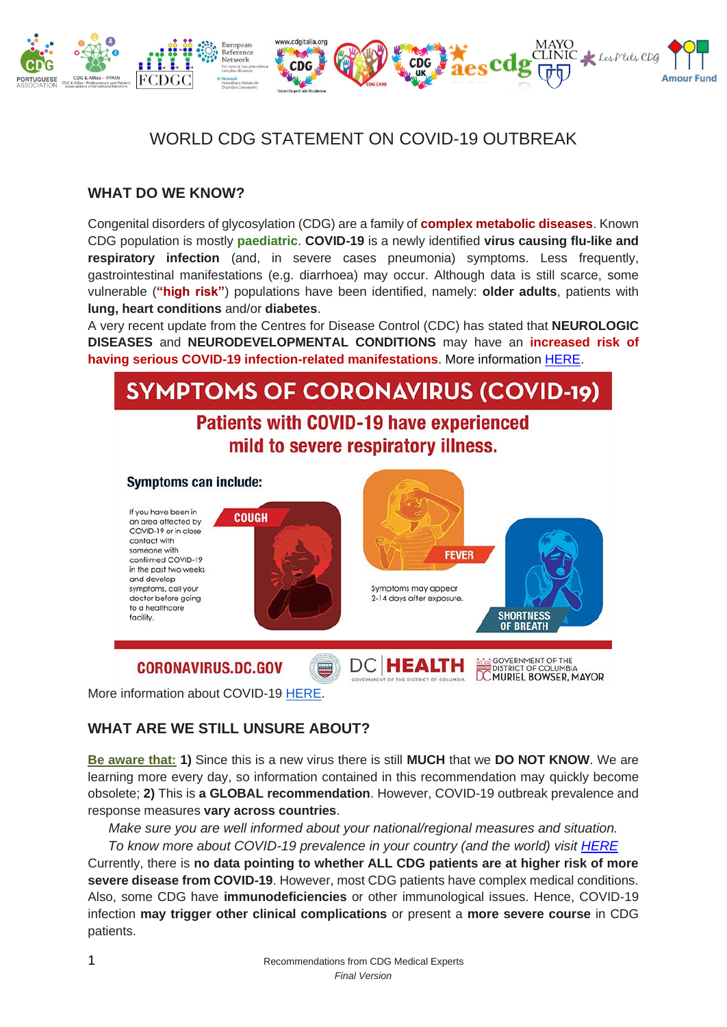# WORLD CDG STATEMENT ON COVID-19 OUTBREAK

## WHAT DO WE KNOW?

Congenital disorders of glycosylation (CDG) are a family of **complex metabolic diseases**. Known CDG population is mostly **paediatric**. **COVID-19** is a newly identified **virus causing flu-like and respiratory infection** (and, in severe cases pneumonia) symptoms. Less frequently, gastrointestinal manifestations (e.g. diarrhoea) may occur. Although data is still scarce, some vulnerable (**"high risk"**) populations have been identified, namely: **older adults**, patients with **lung, heart conditions** and/or **diabetes**.

A very recent update from the Centres for Disease Control (CDC) has stated that **NEUROLOGIC DISEASES** and **NEURODEVELOPMENTAL CONDITIONS** may have an **increased risk of having serious COVID-19 infection-related manifestations**. More information HERE.

**SYMPTOMS OF CORONAVIRUS (COVID-19)**

**Patients with COVID-19 have experienced mild to severe respiratory illness.**

**Symptoms can include:**

If you have been in an area affected by COVID-19 or in close contact with someone with confirmed COVID-19 in the past two weeks and develop symptoms, call your doctor before going to a healthcare facility.

- COUGH
- FEVER
- SHORTNESS OF BREATH

Symptoms may appear 2-14 days after exposure.

CORONAVIRUS.DC.GOV — DC HEALTH — GOVERNMENT OF THE DISTRICT OF COLUMBIA, MURIEL BOWSER, MAYOR

More information about COVID-19 HERE.

## WHAT ARE WE STILL UNSURE ABOUT?

**Be aware that:** **1)** Since this is a new virus there is still **MUCH** that we **DO NOT KNOW**. We are learning more every day, so information contained in this recommendation may quickly become obsolete; **2)** This is **a GLOBAL recommendation**. However, COVID-19 outbreak prevalence and response measures **vary across countries**.

*Make sure you are well informed about your national/regional measures and situation.*

*To know more about COVID-19 prevalence in your country (and the world) visit HERE*

Currently, there is **no data pointing to whether ALL CDG patients are at higher risk of more severe disease from COVID-19**. However, most CDG patients have complex medical conditions. Also, some CDG have **immunodeficiencies** or other immunological issues. Hence, COVID-19 infection **may trigger other clinical complications** or present a **more severe course** in CDG patients.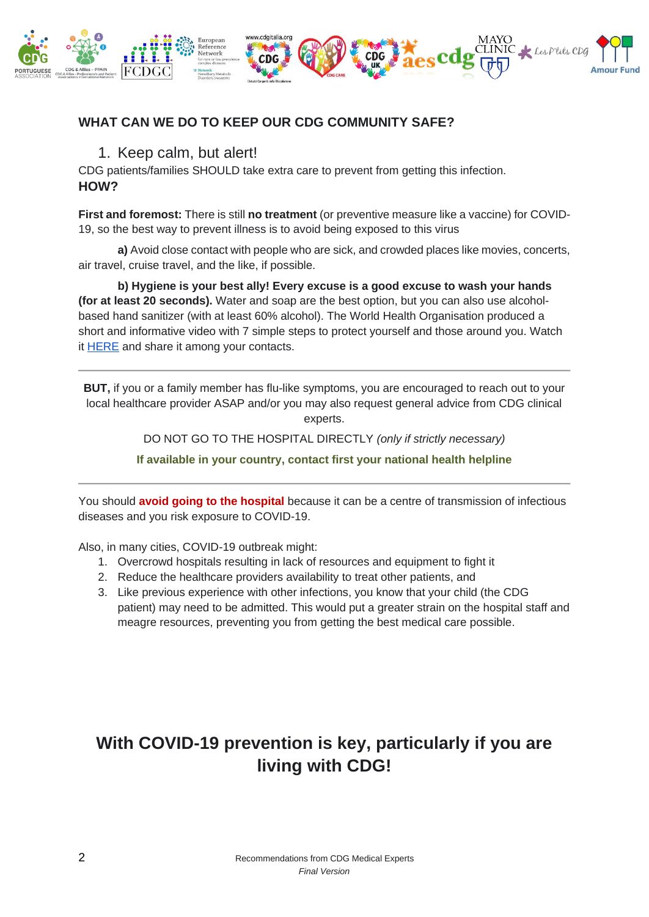## WHAT CAN WE DO TO KEEP OUR CDG COMMUNITY SAFE?

1. Keep calm, but alert!

CDG patients/families SHOULD take extra care to prevent from getting this infection.

**HOW?**

**First and foremost:** There is still **no treatment** (or preventive measure like a vaccine) for COVID-19, so the best way to prevent illness is to avoid being exposed to this virus

**a)** Avoid close contact with people who are sick, and crowded places like movies, concerts, air travel, cruise travel, and the like, if possible.

**b) Hygiene is your best ally! Every excuse is a good excuse to wash your hands (for at least 20 seconds).** Water and soap are the best option, but you can also use alcohol-based hand sanitizer (with at least 60% alcohol). The World Health Organisation produced a short and informative video with 7 simple steps to protect yourself and those around you. Watch it HERE and share it among your contacts.

---

**BUT,** if you or a family member has flu-like symptoms, you are encouraged to reach out to your local healthcare provider ASAP and/or you may also request general advice from CDG clinical experts.

DO NOT GO TO THE HOSPITAL DIRECTLY *(only if strictly necessary)*

**If available in your country, contact first your national health helpline**

---

You should **avoid going to the hospital** because it can be a centre of transmission of infectious diseases and you risk exposure to COVID-19.

Also, in many cities, COVID-19 outbreak might:

1. Overcrowd hospitals resulting in lack of resources and equipment to fight it
2. Reduce the healthcare providers availability to treat other patients, and
3. Like previous experience with other infections, you know that your child (the CDG patient) may need to be admitted. This would put a greater strain on the hospital staff and meagre resources, preventing you from getting the best medical care possible.

## With COVID-19 prevention is key, particularly if you are living with CDG!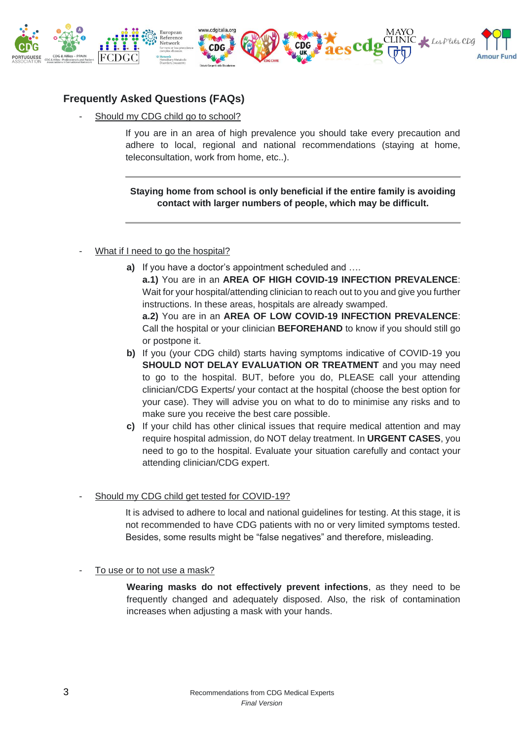## Frequently Asked Questions (FAQs)

- Should my CDG child go to school?

If you are in an area of high prevalence you should take every precaution and adhere to local, regional and national recommendations (staying at home, teleconsultation, work from home, etc..).

---

**Staying home from school is only beneficial if the entire family is avoiding contact with larger numbers of people, which may be difficult.**

---

- What if I need to go the hospital?

**a)** If you have a doctor's appointment scheduled and ….
**a.1)** You are in an **AREA OF HIGH COVID-19 INFECTION PREVALENCE**: Wait for your hospital/attending clinician to reach out to you and give you further instructions. In these areas, hospitals are already swamped.
**a.2)** You are in an **AREA OF LOW COVID-19 INFECTION PREVALENCE**: Call the hospital or your clinician **BEFOREHAND** to know if you should still go or postpone it.

**b)** If you (your CDG child) starts having symptoms indicative of COVID-19 you **SHOULD NOT DELAY EVALUATION OR TREATMENT** and you may need to go to the hospital. BUT, before you do, PLEASE call your attending clinician/CDG Experts/ your contact at the hospital (choose the best option for your case). They will advise you on what to do to minimise any risks and to make sure you receive the best care possible.

**c)** If your child has other clinical issues that require medical attention and may require hospital admission, do NOT delay treatment. In **URGENT CASES**, you need to go to the hospital. Evaluate your situation carefully and contact your attending clinician/CDG expert.

- Should my CDG child get tested for COVID-19?

It is advised to adhere to local and national guidelines for testing. At this stage, it is not recommended to have CDG patients with no or very limited symptoms tested. Besides, some results might be "false negatives" and therefore, misleading.

- To use or to not use a mask?

**Wearing masks do not effectively prevent infections**, as they need to be frequently changed and adequately disposed. Also, the risk of contamination increases when adjusting a mask with your hands.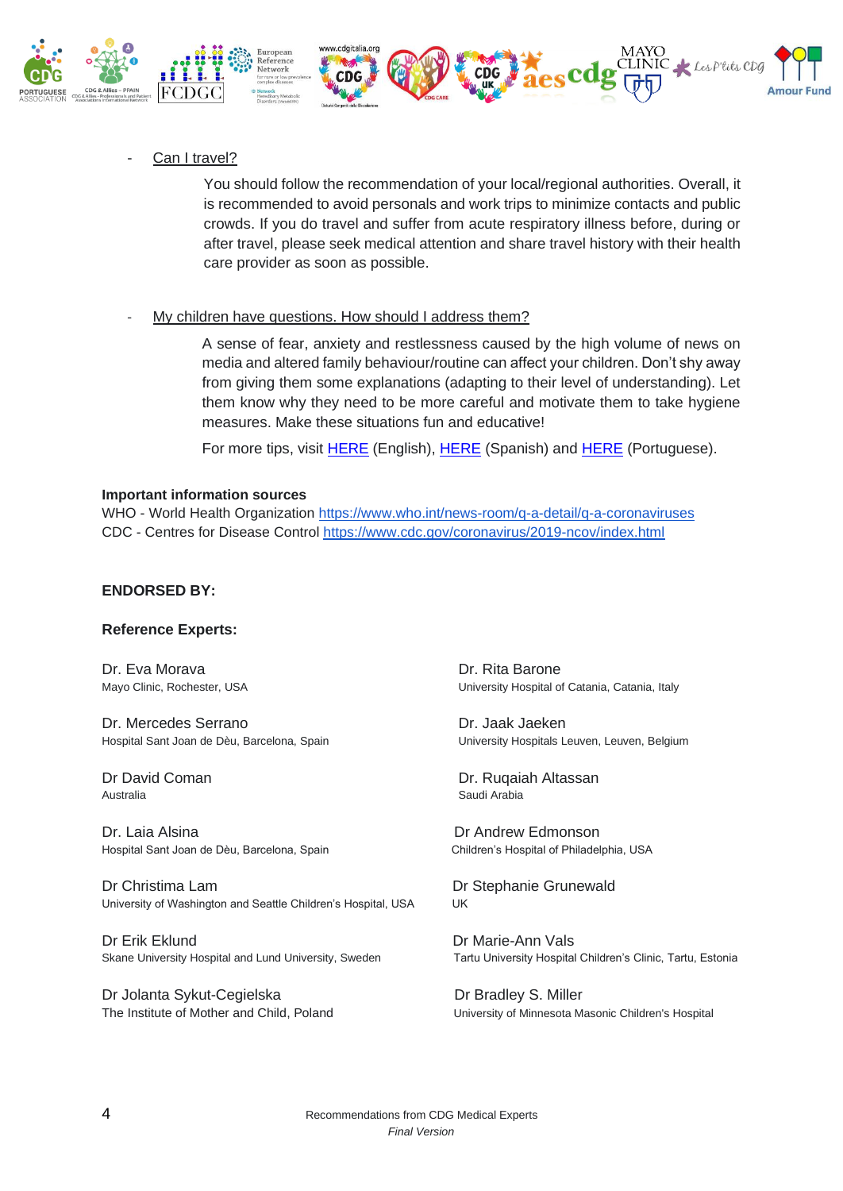- <u>Can I travel?</u>

  You should follow the recommendation of your local/regional authorities. Overall, it is recommended to avoid personals and work trips to minimize contacts and public crowds. If you do travel and suffer from acute respiratory illness before, during or after travel, please seek medical attention and share travel history with their health care provider as soon as possible.

- <u>My children have questions. How should I address them?</u>

  A sense of fear, anxiety and restlessness caused by the high volume of news on media and altered family behaviour/routine can affect your children. Don't shy away from giving them some explanations (adapting to their level of understanding). Let them know why they need to be more careful and motivate them to take hygiene measures. Make these situations fun and educative!

  For more tips, visit HERE (English), HERE (Spanish) and HERE (Portuguese).

**Important information sources**
WHO - World Health Organization https://www.who.int/news-room/q-a-detail/q-a-coronaviruses
CDC - Centres for Disease Control https://www.cdc.gov/coronavirus/2019-ncov/index.html

**ENDORSED BY:**

**Reference Experts:**

Dr. Eva Morava
Mayo Clinic, Rochester, USA

Dr. Mercedes Serrano
Hospital Sant Joan de Dèu, Barcelona, Spain

Dr David Coman
Australia

Dr. Laia Alsina
Hospital Sant Joan de Dèu, Barcelona, Spain

Dr Christima Lam
University of Washington and Seattle Children's Hospital, USA

Dr Erik Eklund
Skane University Hospital and Lund University, Sweden

Dr Jolanta Sykut-Cegielska
The Institute of Mother and Child, Poland

Dr. Rita Barone
University Hospital of Catania, Catania, Italy

Dr. Jaak Jaeken
University Hospitals Leuven, Leuven, Belgium

Dr. Ruqaiah Altassan
Saudi Arabia

Dr Andrew Edmonson
Children's Hospital of Philadelphia, USA

Dr Stephanie Grunewald
UK

Dr Marie-Ann Vals
Tartu University Hospital Children's Clinic, Tartu, Estonia

Dr Bradley S. Miller
University of Minnesota Masonic Children's Hospital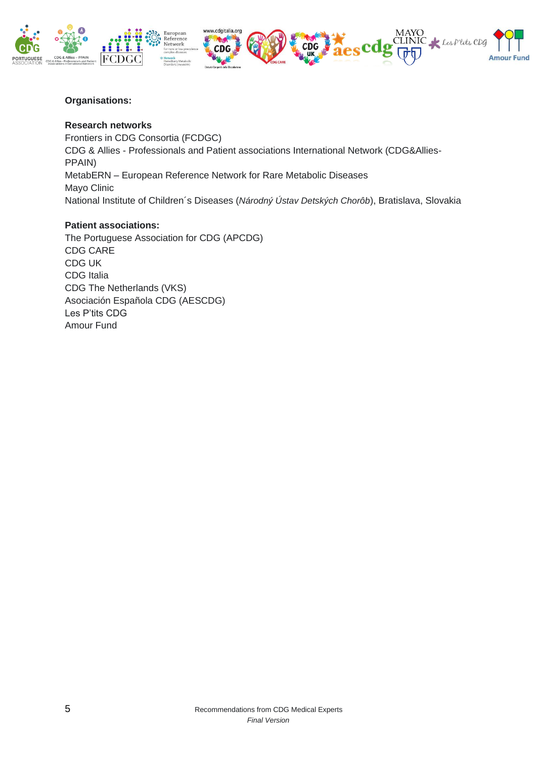**Organisations:**

**Research networks**
Frontiers in CDG Consortia (FCDGC)
CDG & Allies - Professionals and Patient associations International Network (CDG&Allies-PPAIN)
MetabERN – European Reference Network for Rare Metabolic Diseases
Mayo Clinic
National Institute of Children´s Diseases (*Národný Ústav Detských Chorôb*), Bratislava, Slovakia

**Patient associations:**
The Portuguese Association for CDG (APCDG)
CDG CARE
CDG UK
CDG Italia
CDG The Netherlands (VKS)
Asociación Española CDG (AESCDG)
Les P'tits CDG
Amour Fund